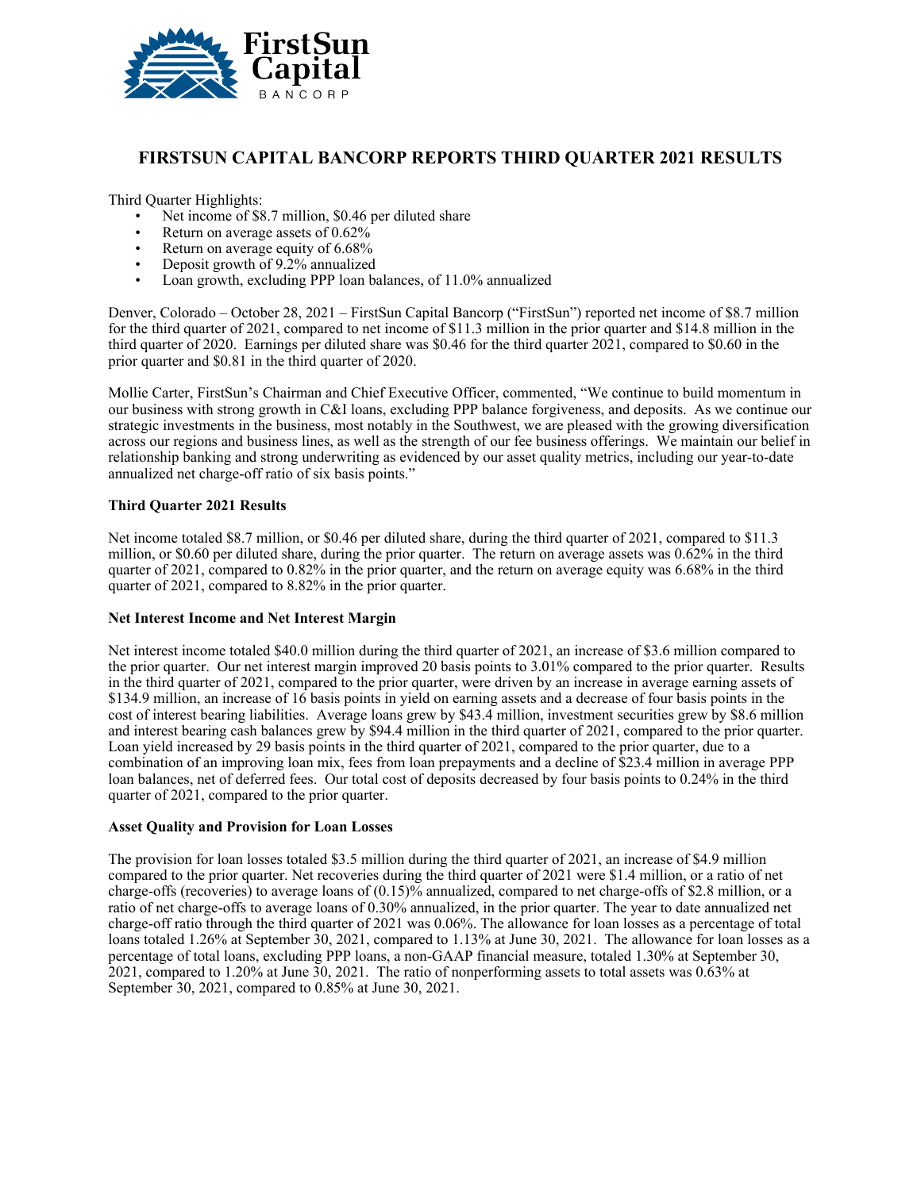# FIRSTSUN CAPITAL BANCORP REPORTS THIRD QUARTER 2021 RESULTS

Third Quarter Highlights:

- Net income of $8.7 million, $0.46 per diluted share
- Return on average assets of 0.62%
- Return on average equity of 6.68%
- Deposit growth of 9.2% annualized
- Loan growth, excluding PPP loan balances, of 11.0% annualized

Denver, Colorado – October 28, 2021 – FirstSun Capital Bancorp ("FirstSun") reported net income of $8.7 million for the third quarter of 2021, compared to net income of $11.3 million in the prior quarter and $14.8 million in the third quarter of 2020. Earnings per diluted share was $0.46 for the third quarter 2021, compared to $0.60 in the prior quarter and $0.81 in the third quarter of 2020.

Mollie Carter, FirstSun's Chairman and Chief Executive Officer, commented, "We continue to build momentum in our business with strong growth in C&I loans, excluding PPP balance forgiveness, and deposits. As we continue our strategic investments in the business, most notably in the Southwest, we are pleased with the growing diversification across our regions and business lines, as well as the strength of our fee business offerings. We maintain our belief in relationship banking and strong underwriting as evidenced by our asset quality metrics, including our year-to-date annualized net charge-off ratio of six basis points."

**Third Quarter 2021 Results**

Net income totaled $8.7 million, or $0.46 per diluted share, during the third quarter of 2021, compared to $11.3 million, or $0.60 per diluted share, during the prior quarter. The return on average assets was 0.62% in the third quarter of 2021, compared to 0.82% in the prior quarter, and the return on average equity was 6.68% in the third quarter of 2021, compared to 8.82% in the prior quarter.

**Net Interest Income and Net Interest Margin**

Net interest income totaled $40.0 million during the third quarter of 2021, an increase of $3.6 million compared to the prior quarter. Our net interest margin improved 20 basis points to 3.01% compared to the prior quarter. Results in the third quarter of 2021, compared to the prior quarter, were driven by an increase in average earning assets of $134.9 million, an increase of 16 basis points in yield on earning assets and a decrease of four basis points in the cost of interest bearing liabilities. Average loans grew by $43.4 million, investment securities grew by $8.6 million and interest bearing cash balances grew by $94.4 million in the third quarter of 2021, compared to the prior quarter. Loan yield increased by 29 basis points in the third quarter of 2021, compared to the prior quarter, due to a combination of an improving loan mix, fees from loan prepayments and a decline of $23.4 million in average PPP loan balances, net of deferred fees. Our total cost of deposits decreased by four basis points to 0.24% in the third quarter of 2021, compared to the prior quarter.

**Asset Quality and Provision for Loan Losses**

The provision for loan losses totaled $3.5 million during the third quarter of 2021, an increase of $4.9 million compared to the prior quarter. Net recoveries during the third quarter of 2021 were $1.4 million, or a ratio of net charge-offs (recoveries) to average loans of (0.15)% annualized, compared to net charge-offs of $2.8 million, or a ratio of net charge-offs to average loans of 0.30% annualized, in the prior quarter. The year to date annualized net charge-off ratio through the third quarter of 2021 was 0.06%. The allowance for loan losses as a percentage of total loans totaled 1.26% at September 30, 2021, compared to 1.13% at June 30, 2021. The allowance for loan losses as a percentage of total loans, excluding PPP loans, a non-GAAP financial measure, totaled 1.30% at September 30, 2021, compared to 1.20% at June 30, 2021. The ratio of nonperforming assets to total assets was 0.63% at September 30, 2021, compared to 0.85% at June 30, 2021.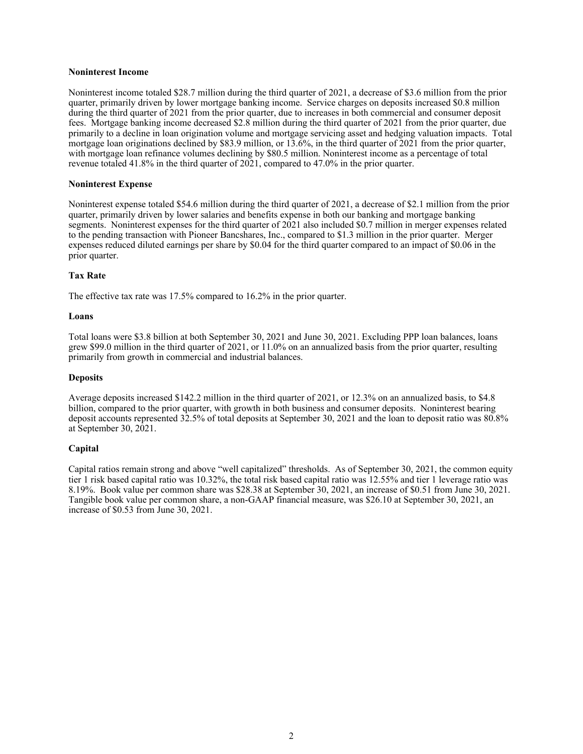**Noninterest Income**

Noninterest income totaled $28.7 million during the third quarter of 2021, a decrease of $3.6 million from the prior quarter, primarily driven by lower mortgage banking income. Service charges on deposits increased $0.8 million during the third quarter of 2021 from the prior quarter, due to increases in both commercial and consumer deposit fees. Mortgage banking income decreased $2.8 million during the third quarter of 2021 from the prior quarter, due primarily to a decline in loan origination volume and mortgage servicing asset and hedging valuation impacts. Total mortgage loan originations declined by $83.9 million, or 13.6%, in the third quarter of 2021 from the prior quarter, with mortgage loan refinance volumes declining by $80.5 million. Noninterest income as a percentage of total revenue totaled 41.8% in the third quarter of 2021, compared to 47.0% in the prior quarter.

**Noninterest Expense**

Noninterest expense totaled $54.6 million during the third quarter of 2021, a decrease of $2.1 million from the prior quarter, primarily driven by lower salaries and benefits expense in both our banking and mortgage banking segments. Noninterest expenses for the third quarter of 2021 also included $0.7 million in merger expenses related to the pending transaction with Pioneer Bancshares, Inc., compared to $1.3 million in the prior quarter. Merger expenses reduced diluted earnings per share by $0.04 for the third quarter compared to an impact of $0.06 in the prior quarter.

**Tax Rate**

The effective tax rate was 17.5% compared to 16.2% in the prior quarter.

**Loans**

Total loans were $3.8 billion at both September 30, 2021 and June 30, 2021. Excluding PPP loan balances, loans grew $99.0 million in the third quarter of 2021, or 11.0% on an annualized basis from the prior quarter, resulting primarily from growth in commercial and industrial balances.

**Deposits**

Average deposits increased $142.2 million in the third quarter of 2021, or 12.3% on an annualized basis, to $4.8 billion, compared to the prior quarter, with growth in both business and consumer deposits. Noninterest bearing deposit accounts represented 32.5% of total deposits at September 30, 2021 and the loan to deposit ratio was 80.8% at September 30, 2021.

**Capital**

Capital ratios remain strong and above "well capitalized" thresholds. As of September 30, 2021, the common equity tier 1 risk based capital ratio was 10.32%, the total risk based capital ratio was 12.55% and tier 1 leverage ratio was 8.19%. Book value per common share was $28.38 at September 30, 2021, an increase of $0.51 from June 30, 2021. Tangible book value per common share, a non-GAAP financial measure, was $26.10 at September 30, 2021, an increase of $0.53 from June 30, 2021.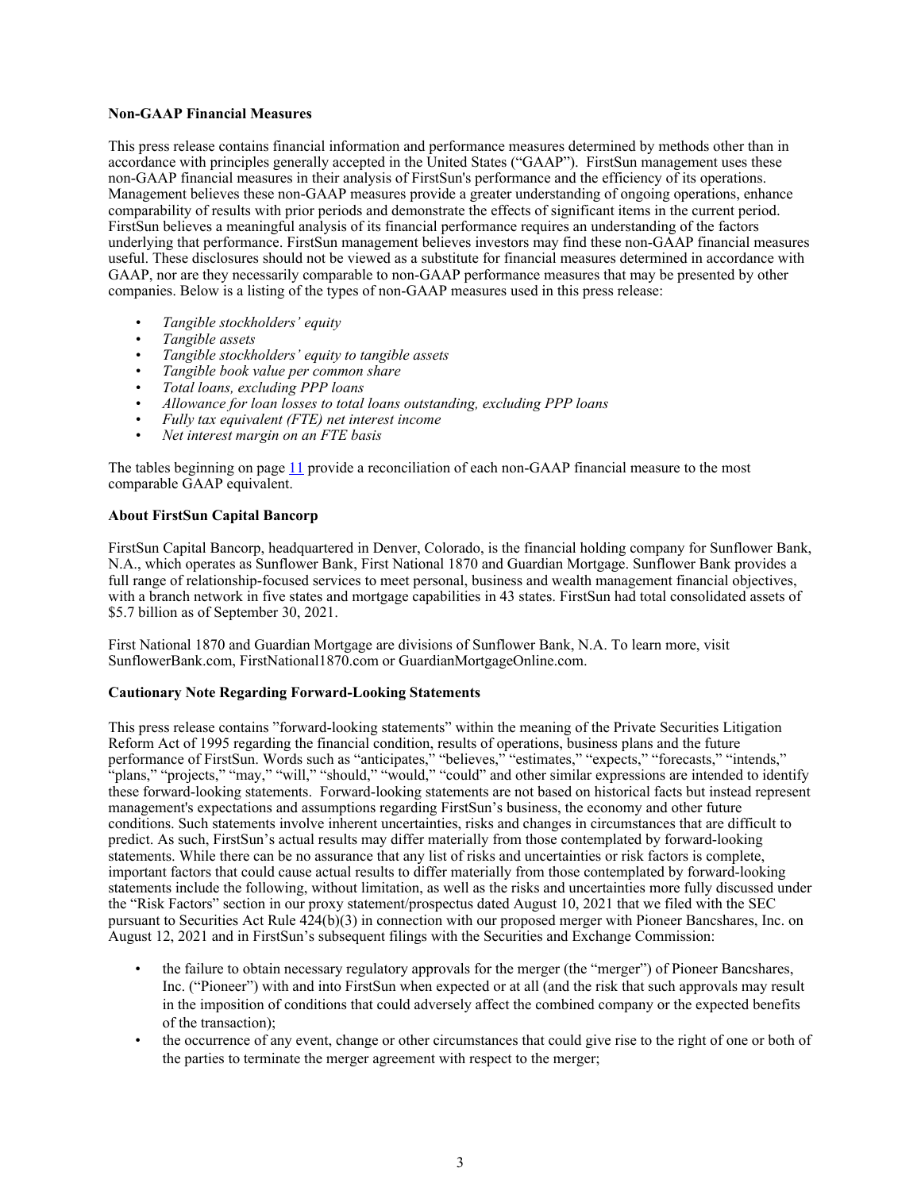**Non-GAAP Financial Measures**

This press release contains financial information and performance measures determined by methods other than in accordance with principles generally accepted in the United States ("GAAP"). FirstSun management uses these non-GAAP financial measures in their analysis of FirstSun's performance and the efficiency of its operations. Management believes these non-GAAP measures provide a greater understanding of ongoing operations, enhance comparability of results with prior periods and demonstrate the effects of significant items in the current period. FirstSun believes a meaningful analysis of its financial performance requires an understanding of the factors underlying that performance. FirstSun management believes investors may find these non-GAAP financial measures useful. These disclosures should not be viewed as a substitute for financial measures determined in accordance with GAAP, nor are they necessarily comparable to non-GAAP performance measures that may be presented by other companies. Below is a listing of the types of non-GAAP measures used in this press release:

- *Tangible stockholders' equity*
- *Tangible assets*
- *Tangible stockholders' equity to tangible assets*
- *Tangible book value per common share*
- *Total loans, excluding PPP loans*
- *Allowance for loan losses to total loans outstanding, excluding PPP loans*
- *Fully tax equivalent (FTE) net interest income*
- *Net interest margin on an FTE basis*

The tables beginning on page 11 provide a reconciliation of each non-GAAP financial measure to the most comparable GAAP equivalent.

**About FirstSun Capital Bancorp**

FirstSun Capital Bancorp, headquartered in Denver, Colorado, is the financial holding company for Sunflower Bank, N.A., which operates as Sunflower Bank, First National 1870 and Guardian Mortgage. Sunflower Bank provides a full range of relationship-focused services to meet personal, business and wealth management financial objectives, with a branch network in five states and mortgage capabilities in 43 states. FirstSun had total consolidated assets of $5.7 billion as of September 30, 2021.

First National 1870 and Guardian Mortgage are divisions of Sunflower Bank, N.A. To learn more, visit SunflowerBank.com, FirstNational1870.com or GuardianMortgageOnline.com.

**Cautionary Note Regarding Forward-Looking Statements**

This press release contains "forward-looking statements" within the meaning of the Private Securities Litigation Reform Act of 1995 regarding the financial condition, results of operations, business plans and the future performance of FirstSun. Words such as "anticipates," "believes," "estimates," "expects," "forecasts," "intends," "plans," "projects," "may," "will," "should," "would," "could" and other similar expressions are intended to identify these forward-looking statements. Forward-looking statements are not based on historical facts but instead represent management's expectations and assumptions regarding FirstSun's business, the economy and other future conditions. Such statements involve inherent uncertainties, risks and changes in circumstances that are difficult to predict. As such, FirstSun's actual results may differ materially from those contemplated by forward-looking statements. While there can be no assurance that any list of risks and uncertainties or risk factors is complete, important factors that could cause actual results to differ materially from those contemplated by forward-looking statements include the following, without limitation, as well as the risks and uncertainties more fully discussed under the "Risk Factors" section in our proxy statement/prospectus dated August 10, 2021 that we filed with the SEC pursuant to Securities Act Rule 424(b)(3) in connection with our proposed merger with Pioneer Bancshares, Inc. on August 12, 2021 and in FirstSun's subsequent filings with the Securities and Exchange Commission:

- the failure to obtain necessary regulatory approvals for the merger (the "merger") of Pioneer Bancshares, Inc. ("Pioneer") with and into FirstSun when expected or at all (and the risk that such approvals may result in the imposition of conditions that could adversely affect the combined company or the expected benefits of the transaction);
- the occurrence of any event, change or other circumstances that could give rise to the right of one or both of the parties to terminate the merger agreement with respect to the merger;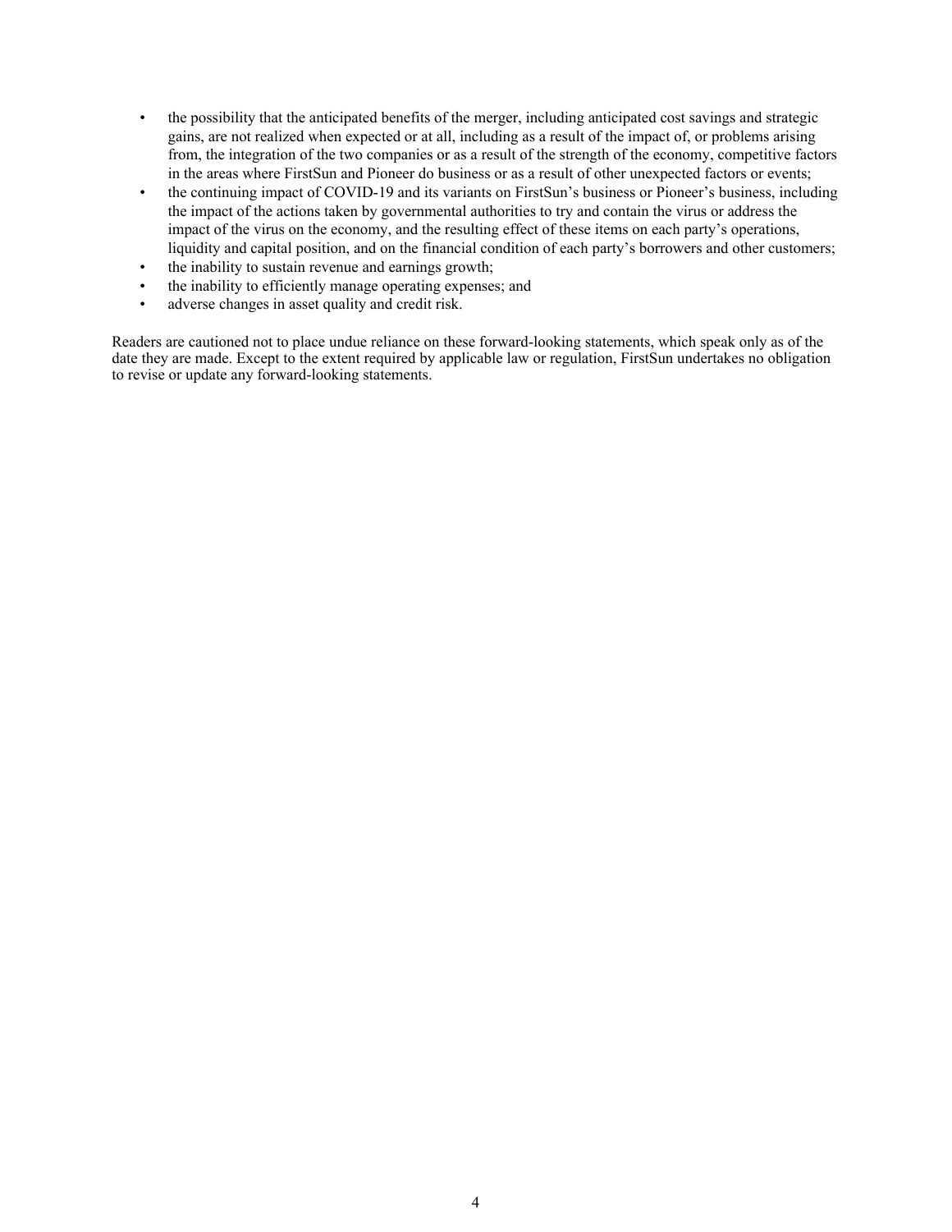- the possibility that the anticipated benefits of the merger, including anticipated cost savings and strategic gains, are not realized when expected or at all, including as a result of the impact of, or problems arising from, the integration of the two companies or as a result of the strength of the economy, competitive factors in the areas where FirstSun and Pioneer do business or as a result of other unexpected factors or events;
- the continuing impact of COVID-19 and its variants on FirstSun's business or Pioneer's business, including the impact of the actions taken by governmental authorities to try and contain the virus or address the impact of the virus on the economy, and the resulting effect of these items on each party's operations, liquidity and capital position, and on the financial condition of each party's borrowers and other customers;
- the inability to sustain revenue and earnings growth;
- the inability to efficiently manage operating expenses; and
- adverse changes in asset quality and credit risk.

Readers are cautioned not to place undue reliance on these forward-looking statements, which speak only as of the date they are made. Except to the extent required by applicable law or regulation, FirstSun undertakes no obligation to revise or update any forward-looking statements.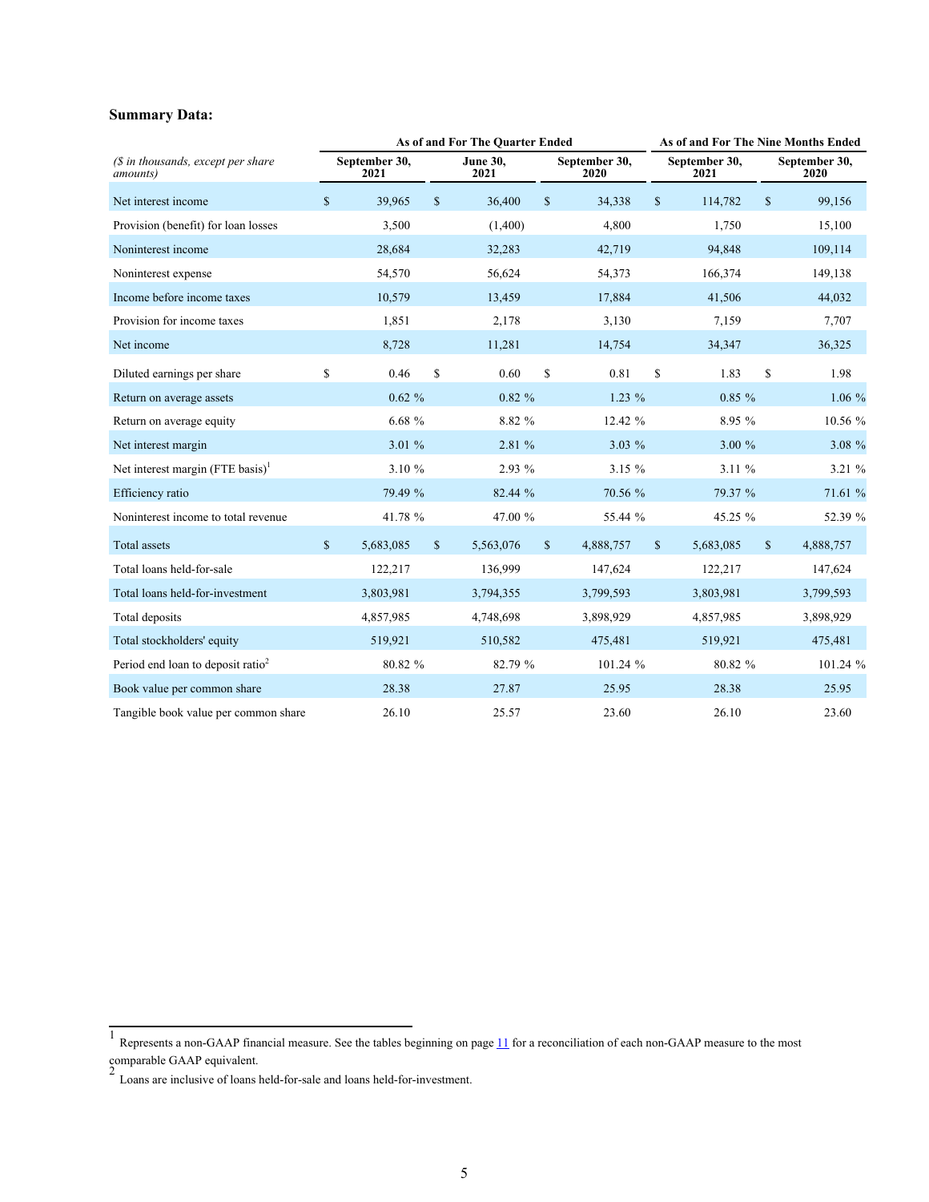**Summary Data:**

| ($ in thousands, except per share amounts) | As of and For The Quarter Ended | | | As of and For The Nine Months Ended | |
|---|---|---|---|---|---|
| | September 30, 2021 | June 30, 2021 | September 30, 2020 | September 30, 2021 | September 30, 2020 |
| Net interest income | $ 39,965 | $ 36,400 | $ 34,338 | $ 114,782 | $ 99,156 |
| Provision (benefit) for loan losses | 3,500 | (1,400) | 4,800 | 1,750 | 15,100 |
| Noninterest income | 28,684 | 32,283 | 42,719 | 94,848 | 109,114 |
| Noninterest expense | 54,570 | 56,624 | 54,373 | 166,374 | 149,138 |
| Income before income taxes | 10,579 | 13,459 | 17,884 | 41,506 | 44,032 |
| Provision for income taxes | 1,851 | 2,178 | 3,130 | 7,159 | 7,707 |
| Net income | 8,728 | 11,281 | 14,754 | 34,347 | 36,325 |
| Diluted earnings per share | $ 0.46 | $ 0.60 | $ 0.81 | $ 1.83 | $ 1.98 |
| Return on average assets | 0.62 % | 0.82 % | 1.23 % | 0.85 % | 1.06 % |
| Return on average equity | 6.68 % | 8.82 % | 12.42 % | 8.95 % | 10.56 % |
| Net interest margin | 3.01 % | 2.81 % | 3.03 % | 3.00 % | 3.08 % |
| Net interest margin (FTE basis)[1] | 3.10 % | 2.93 % | 3.15 % | 3.11 % | 3.21 % |
| Efficiency ratio | 79.49 % | 82.44 % | 70.56 % | 79.37 % | 71.61 % |
| Noninterest income to total revenue | 41.78 % | 47.00 % | 55.44 % | 45.25 % | 52.39 % |
| Total assets | $ 5,683,085 | $ 5,563,076 | $ 4,888,757 | $ 5,683,085 | $ 4,888,757 |
| Total loans held-for-sale | 122,217 | 136,999 | 147,624 | 122,217 | 147,624 |
| Total loans held-for-investment | 3,803,981 | 3,794,355 | 3,799,593 | 3,803,981 | 3,799,593 |
| Total deposits | 4,857,985 | 4,748,698 | 3,898,929 | 4,857,985 | 3,898,929 |
| Total stockholders' equity | 519,921 | 510,582 | 475,481 | 519,921 | 475,481 |
| Period end loan to deposit ratio[2] | 80.82 % | 82.79 % | 101.24 % | 80.82 % | 101.24 % |
| Book value per common share | 28.38 | 27.87 | 25.95 | 28.38 | 25.95 |
| Tangible book value per common share | 26.10 | 25.57 | 23.60 | 26.10 | 23.60 |

[1] Represents a non-GAAP financial measure. See the tables beginning on page 11 for a reconciliation of each non-GAAP measure to the most comparable GAAP equivalent.

[2] Loans are inclusive of loans held-for-sale and loans held-for-investment.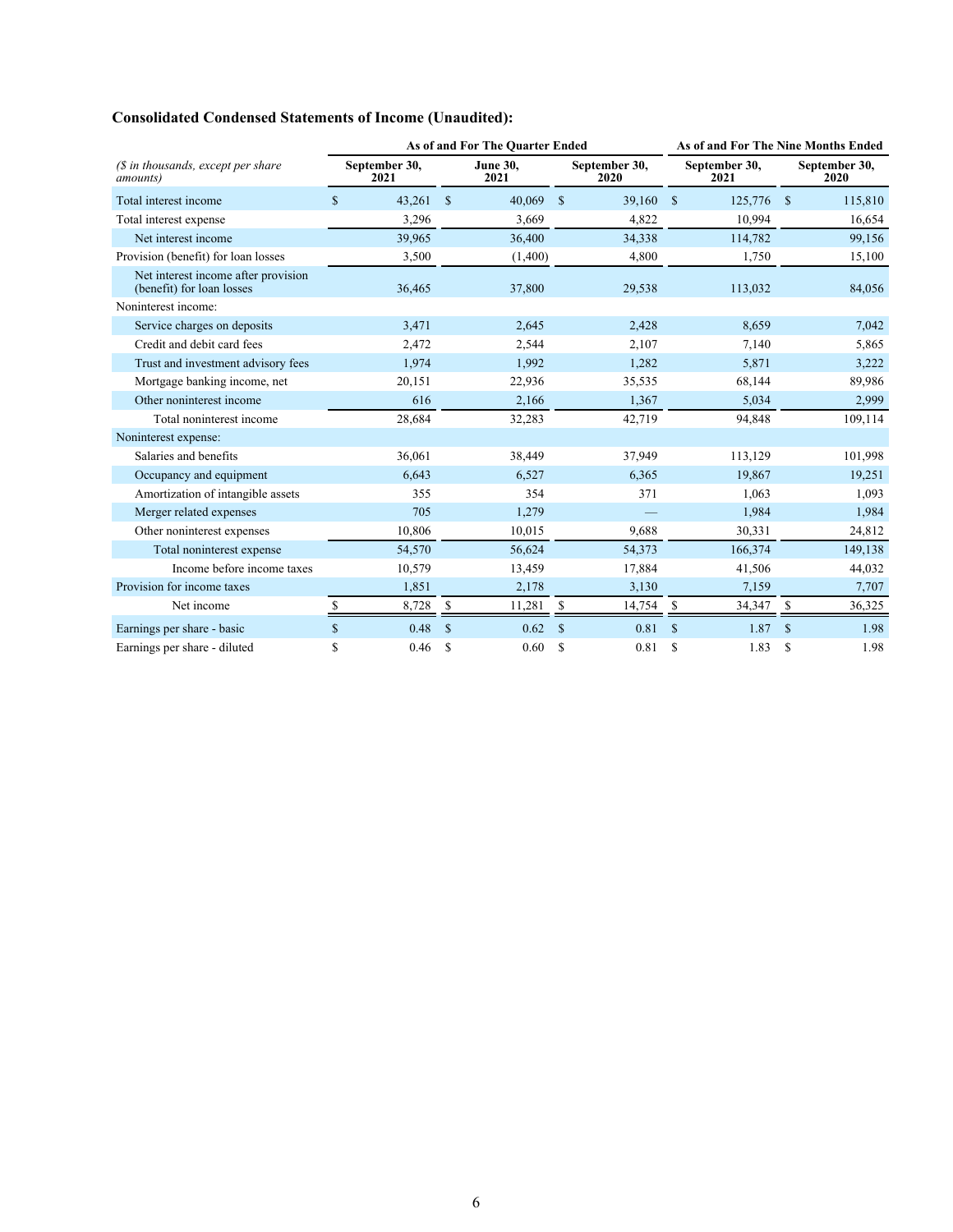**Consolidated Condensed Statements of Income (Unaudited):**

| | As of and For The Quarter Ended | | | As of and For The Nine Months Ended | |
|---|---|---|---|---|---|
| *($ in thousands, except per share amounts)* | September 30, 2021 | June 30, 2021 | September 30, 2020 | September 30, 2021 | September 30, 2020 |
| Total interest income | $ 43,261 | $ 40,069 | $ 39,160 | $ 125,776 | $ 115,810 |
| Total interest expense | 3,296 | 3,669 | 4,822 | 10,994 | 16,654 |
| Net interest income | 39,965 | 36,400 | 34,338 | 114,782 | 99,156 |
| Provision (benefit) for loan losses | 3,500 | (1,400) | 4,800 | 1,750 | 15,100 |
| Net interest income after provision (benefit) for loan losses | 36,465 | 37,800 | 29,538 | 113,032 | 84,056 |
| Noninterest income: | | | | | |
| Service charges on deposits | 3,471 | 2,645 | 2,428 | 8,659 | 7,042 |
| Credit and debit card fees | 2,472 | 2,544 | 2,107 | 7,140 | 5,865 |
| Trust and investment advisory fees | 1,974 | 1,992 | 1,282 | 5,871 | 3,222 |
| Mortgage banking income, net | 20,151 | 22,936 | 35,535 | 68,144 | 89,986 |
| Other noninterest income | 616 | 2,166 | 1,367 | 5,034 | 2,999 |
| Total noninterest income | 28,684 | 32,283 | 42,719 | 94,848 | 109,114 |
| Noninterest expense: | | | | | |
| Salaries and benefits | 36,061 | 38,449 | 37,949 | 113,129 | 101,998 |
| Occupancy and equipment | 6,643 | 6,527 | 6,365 | 19,867 | 19,251 |
| Amortization of intangible assets | 355 | 354 | 371 | 1,063 | 1,093 |
| Merger related expenses | 705 | 1,279 | — | 1,984 | 1,984 |
| Other noninterest expenses | 10,806 | 10,015 | 9,688 | 30,331 | 24,812 |
| Total noninterest expense | 54,570 | 56,624 | 54,373 | 166,374 | 149,138 |
| Income before income taxes | 10,579 | 13,459 | 17,884 | 41,506 | 44,032 |
| Provision for income taxes | 1,851 | 2,178 | 3,130 | 7,159 | 7,707 |
| Net income | $ 8,728 | $ 11,281 | $ 14,754 | $ 34,347 | $ 36,325 |
| Earnings per share - basic | $ 0.48 | $ 0.62 | $ 0.81 | $ 1.87 | $ 1.98 |
| Earnings per share - diluted | $ 0.46 | $ 0.60 | $ 0.81 | $ 1.83 | $ 1.98 |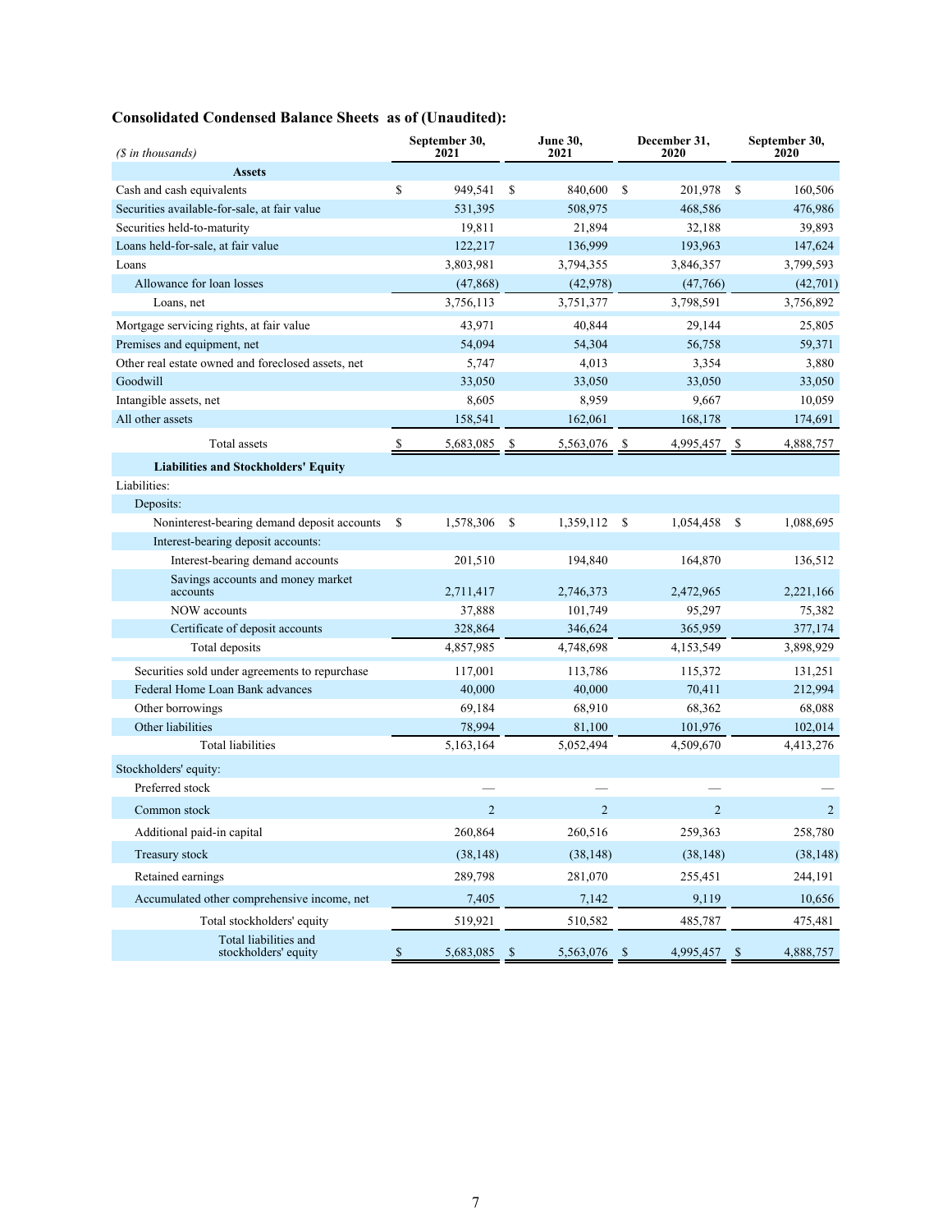## Consolidated Condensed Balance Sheets as of (Unaudited):

| *($ in thousands)* | September 30, 2021 | June 30, 2021 | December 31, 2020 | September 30, 2020 |
|---|---|---|---|---|
| **Assets** | | | | |
| Cash and cash equivalents | $ 949,541 | $ 840,600 | $ 201,978 | $ 160,506 |
| Securities available-for-sale, at fair value | 531,395 | 508,975 | 468,586 | 476,986 |
| Securities held-to-maturity | 19,811 | 21,894 | 32,188 | 39,893 |
| Loans held-for-sale, at fair value | 122,217 | 136,999 | 193,963 | 147,624 |
| Loans | 3,803,981 | 3,794,355 | 3,846,357 | 3,799,593 |
| Allowance for loan losses | (47,868) | (42,978) | (47,766) | (42,701) |
| Loans, net | 3,756,113 | 3,751,377 | 3,798,591 | 3,756,892 |
| Mortgage servicing rights, at fair value | 43,971 | 40,844 | 29,144 | 25,805 |
| Premises and equipment, net | 54,094 | 54,304 | 56,758 | 59,371 |
| Other real estate owned and foreclosed assets, net | 5,747 | 4,013 | 3,354 | 3,880 |
| Goodwill | 33,050 | 33,050 | 33,050 | 33,050 |
| Intangible assets, net | 8,605 | 8,959 | 9,667 | 10,059 |
| All other assets | 158,541 | 162,061 | 168,178 | 174,691 |
| Total assets | $ 5,683,085 | $ 5,563,076 | $ 4,995,457 | $ 4,888,757 |
| **Liabilities and Stockholders' Equity** | | | | |
| Liabilities: | | | | |
| Deposits: | | | | |
| Noninterest-bearing demand deposit accounts | $ 1,578,306 | $ 1,359,112 | $ 1,054,458 | $ 1,088,695 |
| Interest-bearing deposit accounts: | | | | |
| Interest-bearing demand accounts | 201,510 | 194,840 | 164,870 | 136,512 |
| Savings accounts and money market accounts | 2,711,417 | 2,746,373 | 2,472,965 | 2,221,166 |
| NOW accounts | 37,888 | 101,749 | 95,297 | 75,382 |
| Certificate of deposit accounts | 328,864 | 346,624 | 365,959 | 377,174 |
| Total deposits | 4,857,985 | 4,748,698 | 4,153,549 | 3,898,929 |
| Securities sold under agreements to repurchase | 117,001 | 113,786 | 115,372 | 131,251 |
| Federal Home Loan Bank advances | 40,000 | 40,000 | 70,411 | 212,994 |
| Other borrowings | 69,184 | 68,910 | 68,362 | 68,088 |
| Other liabilities | 78,994 | 81,100 | 101,976 | 102,014 |
| Total liabilities | 5,163,164 | 5,052,494 | 4,509,670 | 4,413,276 |
| Stockholders' equity: | | | | |
| Preferred stock | — | — | — | — |
| Common stock | 2 | 2 | 2 | 2 |
| Additional paid-in capital | 260,864 | 260,516 | 259,363 | 258,780 |
| Treasury stock | (38,148) | (38,148) | (38,148) | (38,148) |
| Retained earnings | 289,798 | 281,070 | 255,451 | 244,191 |
| Accumulated other comprehensive income, net | 7,405 | 7,142 | 9,119 | 10,656 |
| Total stockholders' equity | 519,921 | 510,582 | 485,787 | 475,481 |
| Total liabilities and stockholders' equity | $ 5,683,085 | $ 5,563,076 | $ 4,995,457 | $ 4,888,757 |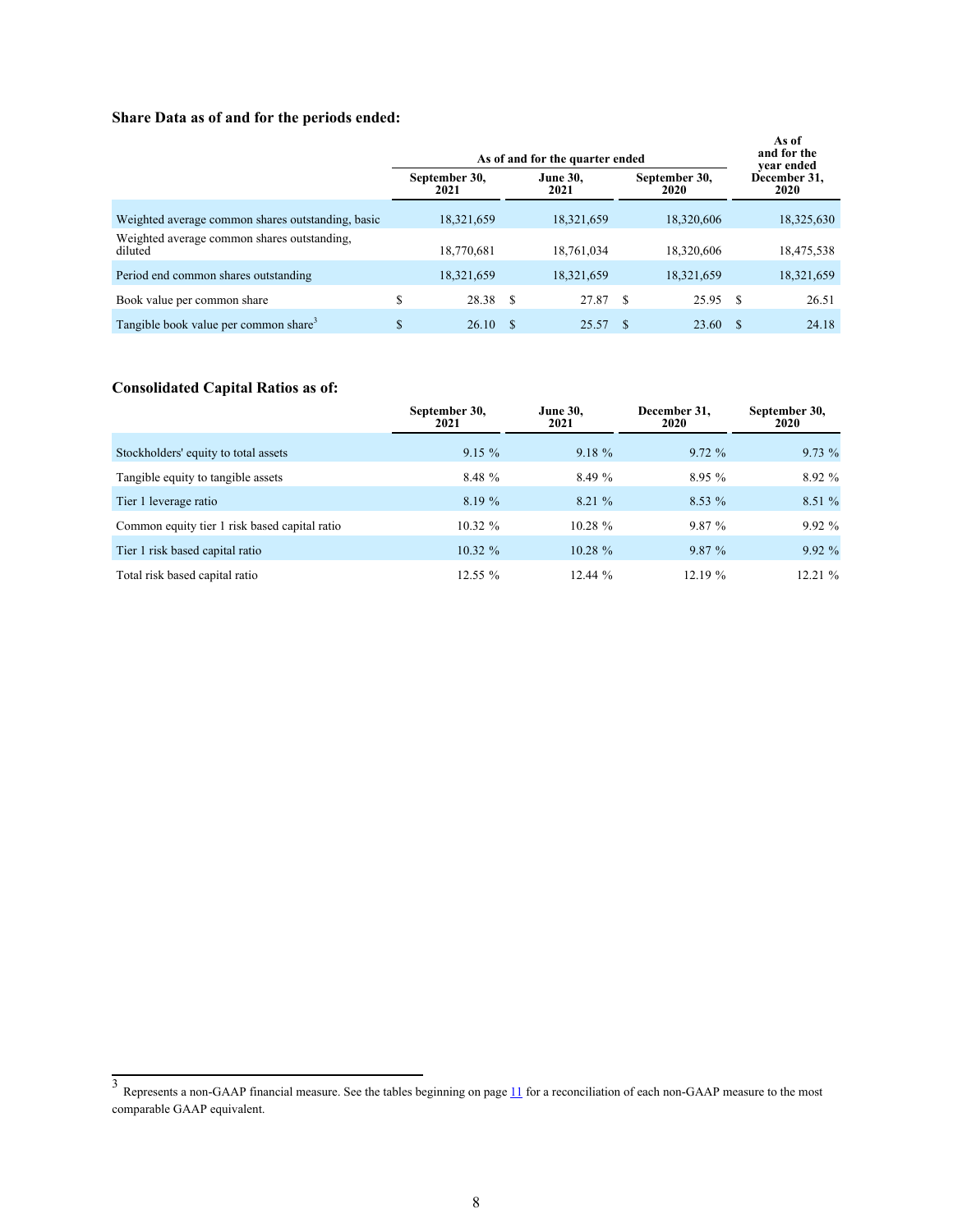## Share Data as of and for the periods ended:

| | As of and for the quarter ended | | | As of and for the year ended |
|---|---|---|---|---|
| | September 30, 2021 | June 30, 2021 | September 30, 2020 | December 31, 2020 |
| Weighted average common shares outstanding, basic | 18,321,659 | 18,321,659 | 18,320,606 | 18,325,630 |
| Weighted average common shares outstanding, diluted | 18,770,681 | 18,761,034 | 18,320,606 | 18,475,538 |
| Period end common shares outstanding | 18,321,659 | 18,321,659 | 18,321,659 | 18,321,659 |
| Book value per common share | $ 28.38 | $ 27.87 | $ 25.95 | $ 26.51 |
| Tangible book value per common share[3] | $ 26.10 | $ 25.57 | $ 23.60 | $ 24.18 |

## Consolidated Capital Ratios as of:

| | September 30, 2021 | June 30, 2021 | December 31, 2020 | September 30, 2020 |
|---|---|---|---|---|
| Stockholders' equity to total assets | 9.15 % | 9.18 % | 9.72 % | 9.73 % |
| Tangible equity to tangible assets | 8.48 % | 8.49 % | 8.95 % | 8.92 % |
| Tier 1 leverage ratio | 8.19 % | 8.21 % | 8.53 % | 8.51 % |
| Common equity tier 1 risk based capital ratio | 10.32 % | 10.28 % | 9.87 % | 9.92 % |
| Tier 1 risk based capital ratio | 10.32 % | 10.28 % | 9.87 % | 9.92 % |
| Total risk based capital ratio | 12.55 % | 12.44 % | 12.19 % | 12.21 % |

[3] Represents a non-GAAP financial measure. See the tables beginning on page 11 for a reconciliation of each non-GAAP measure to the most comparable GAAP equivalent.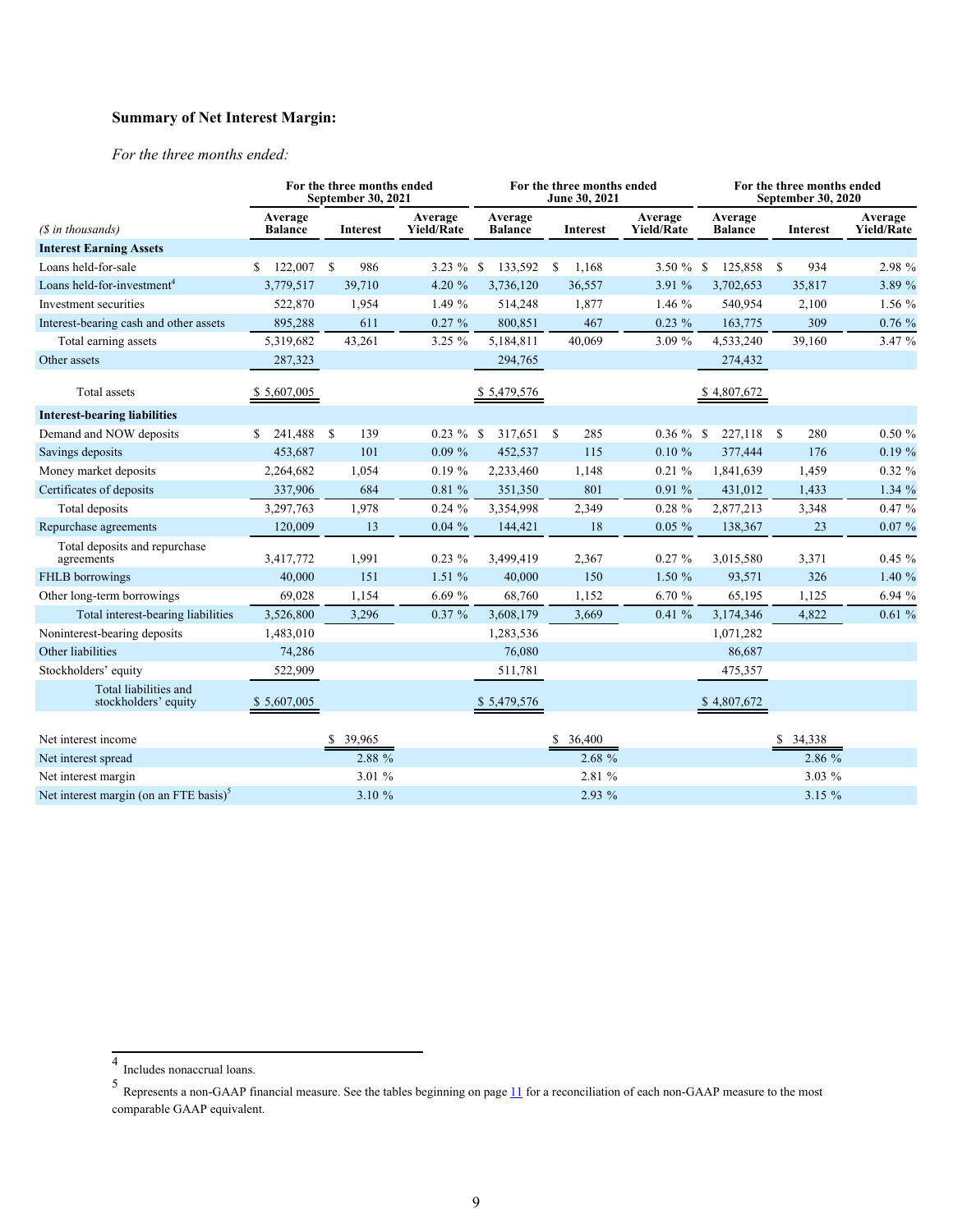## Summary of Net Interest Margin:

*For the three months ended:*

| ($ in thousands) | For the three months ended September 30, 2021 | | | For the three months ended June 30, 2021 | | | For the three months ended September 30, 2020 | | |
|---|---|---|---|---|---|---|---|---|---|
| | Average Balance | Interest | Average Yield/Rate | Average Balance | Interest | Average Yield/Rate | Average Balance | Interest | Average Yield/Rate |
| **Interest Earning Assets** | | | | | | | | | |
| Loans held-for-sale | $ 122,007 | $ 986 | 3.23 % | $ 133,592 | $ 1,168 | 3.50 % | $ 125,858 | $ 934 | 2.98 % |
| Loans held-for-investment[4] | 3,779,517 | 39,710 | 4.20 % | 3,736,120 | 36,557 | 3.91 % | 3,702,653 | 35,817 | 3.89 % |
| Investment securities | 522,870 | 1,954 | 1.49 % | 514,248 | 1,877 | 1.46 % | 540,954 | 2,100 | 1.56 % |
| Interest-bearing cash and other assets | 895,288 | 611 | 0.27 % | 800,851 | 467 | 0.23 % | 163,775 | 309 | 0.76 % |
| Total earning assets | 5,319,682 | 43,261 | 3.25 % | 5,184,811 | 40,069 | 3.09 % | 4,533,240 | 39,160 | 3.47 % |
| Other assets | 287,323 | | | 294,765 | | | 274,432 | | |
| Total assets | $ 5,607,005 | | | $ 5,479,576 | | | $ 4,807,672 | | |
| **Interest-bearing liabilities** | | | | | | | | | |
| Demand and NOW deposits | $ 241,488 | $ 139 | 0.23 % | $ 317,651 | $ 285 | 0.36 % | $ 227,118 | $ 280 | 0.50 % |
| Savings deposits | 453,687 | 101 | 0.09 % | 452,537 | 115 | 0.10 % | 377,444 | 176 | 0.19 % |
| Money market deposits | 2,264,682 | 1,054 | 0.19 % | 2,233,460 | 1,148 | 0.21 % | 1,841,639 | 1,459 | 0.32 % |
| Certificates of deposits | 337,906 | 684 | 0.81 % | 351,350 | 801 | 0.91 % | 431,012 | 1,433 | 1.34 % |
| Total deposits | 3,297,763 | 1,978 | 0.24 % | 3,354,998 | 2,349 | 0.28 % | 2,877,213 | 3,348 | 0.47 % |
| Repurchase agreements | 120,009 | 13 | 0.04 % | 144,421 | 18 | 0.05 % | 138,367 | 23 | 0.07 % |
| Total deposits and repurchase agreements | 3,417,772 | 1,991 | 0.23 % | 3,499,419 | 2,367 | 0.27 % | 3,015,580 | 3,371 | 0.45 % |
| FHLB borrowings | 40,000 | 151 | 1.51 % | 40,000 | 150 | 1.50 % | 93,571 | 326 | 1.40 % |
| Other long-term borrowings | 69,028 | 1,154 | 6.69 % | 68,760 | 1,152 | 6.70 % | 65,195 | 1,125 | 6.94 % |
| Total interest-bearing liabilities | 3,526,800 | 3,296 | 0.37 % | 3,608,179 | 3,669 | 0.41 % | 3,174,346 | 4,822 | 0.61 % |
| Noninterest-bearing deposits | 1,483,010 | | | 1,283,536 | | | 1,071,282 | | |
| Other liabilities | 74,286 | | | 76,080 | | | 86,687 | | |
| Stockholders' equity | 522,909 | | | 511,781 | | | 475,357 | | |
| Total liabilities and stockholders' equity | $ 5,607,005 | | | $ 5,479,576 | | | $ 4,807,672 | | |
| | | | | | | | | | |
| Net interest income | | $ 39,965 | | | $ 36,400 | | | $ 34,338 | |
| Net interest spread | | 2.88 % | | | 2.68 % | | | 2.86 % | |
| Net interest margin | | 3.01 % | | | 2.81 % | | | 3.03 % | |
| Net interest margin (on an FTE basis)[5] | | 3.10 % | | | 2.93 % | | | 3.15 % | |

---

4 Includes nonaccrual loans.

5 Represents a non-GAAP financial measure. See the tables beginning on page 11 for a reconciliation of each non-GAAP measure to the most comparable GAAP equivalent.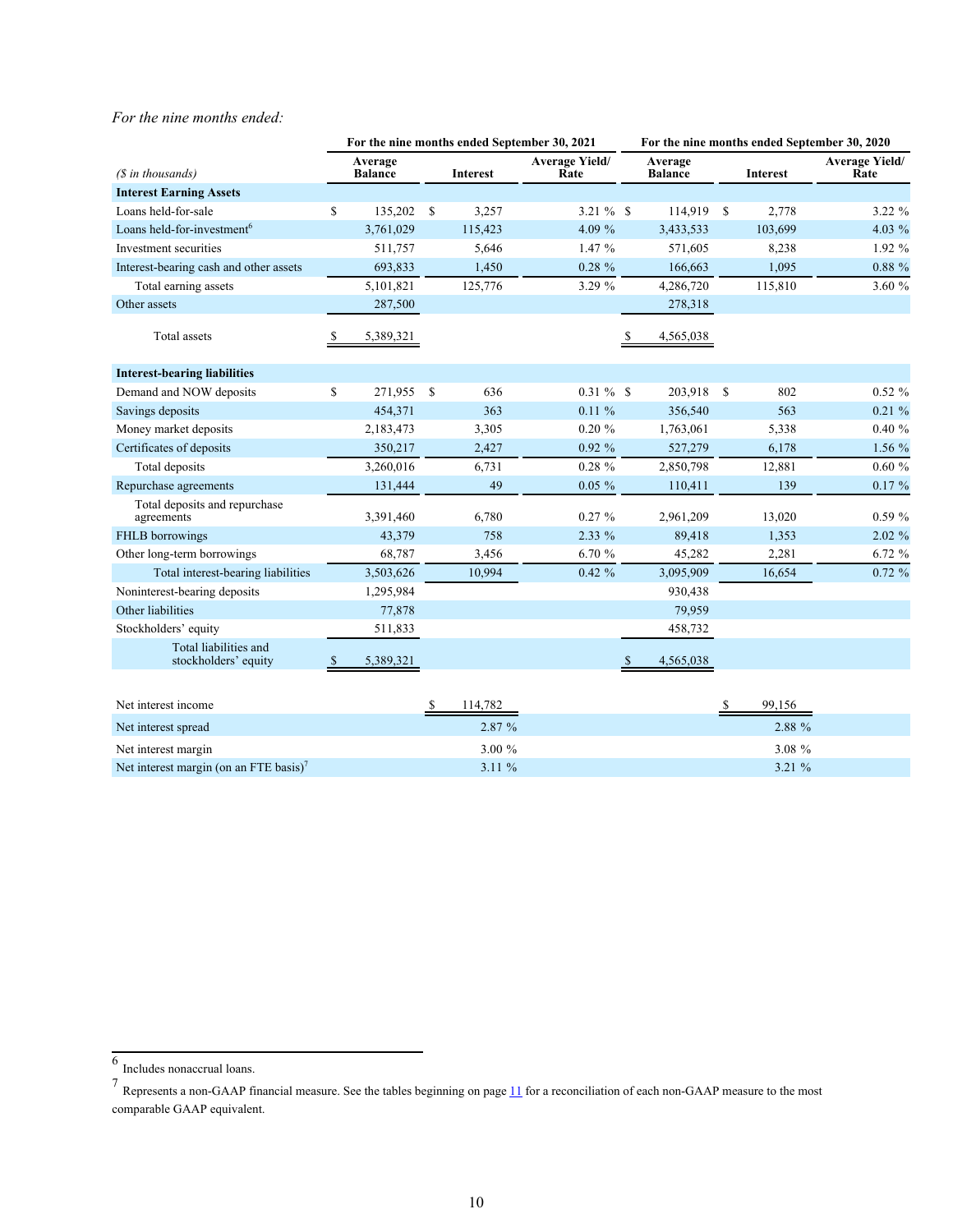*For the nine months ended:*

| ($ in thousands) | For the nine months ended September 30, 2021 | | | For the nine months ended September 30, 2020 | | |
|---|---|---|---|---|---|---|
| | Average Balance | Interest | Average Yield/ Rate | Average Balance | Interest | Average Yield/ Rate |
| **Interest Earning Assets** | | | | | | |
| Loans held-for-sale | $ 135,202 | $ 3,257 | 3.21 % | $ 114,919 | $ 2,778 | 3.22 % |
| Loans held-for-investment[6] | 3,761,029 | 115,423 | 4.09 % | 3,433,533 | 103,699 | 4.03 % |
| Investment securities | 511,757 | 5,646 | 1.47 % | 571,605 | 8,238 | 1.92 % |
| Interest-bearing cash and other assets | 693,833 | 1,450 | 0.28 % | 166,663 | 1,095 | 0.88 % |
| Total earning assets | 5,101,821 | 125,776 | 3.29 % | 4,286,720 | 115,810 | 3.60 % |
| Other assets | 287,500 | | | 278,318 | | |
| Total assets | $ 5,389,321 | | | $ 4,565,038 | | |
| **Interest-bearing liabilities** | | | | | | |
| Demand and NOW deposits | $ 271,955 | $ 636 | 0.31 % | $ 203,918 | $ 802 | 0.52 % |
| Savings deposits | 454,371 | 363 | 0.11 % | 356,540 | 563 | 0.21 % |
| Money market deposits | 2,183,473 | 3,305 | 0.20 % | 1,763,061 | 5,338 | 0.40 % |
| Certificates of deposits | 350,217 | 2,427 | 0.92 % | 527,279 | 6,178 | 1.56 % |
| Total deposits | 3,260,016 | 6,731 | 0.28 % | 2,850,798 | 12,881 | 0.60 % |
| Repurchase agreements | 131,444 | 49 | 0.05 % | 110,411 | 139 | 0.17 % |
| Total deposits and repurchase agreements | 3,391,460 | 6,780 | 0.27 % | 2,961,209 | 13,020 | 0.59 % |
| FHLB borrowings | 43,379 | 758 | 2.33 % | 89,418 | 1,353 | 2.02 % |
| Other long-term borrowings | 68,787 | 3,456 | 6.70 % | 45,282 | 2,281 | 6.72 % |
| Total interest-bearing liabilities | 3,503,626 | 10,994 | 0.42 % | 3,095,909 | 16,654 | 0.72 % |
| Noninterest-bearing deposits | 1,295,984 | | | 930,438 | | |
| Other liabilities | 77,878 | | | 79,959 | | |
| Stockholders' equity | 511,833 | | | 458,732 | | |
| Total liabilities and stockholders' equity | $ 5,389,321 | | | $ 4,565,038 | | |
| | | | | | | |
| Net interest income | | $ 114,782 | | | $ 99,156 | |
| Net interest spread | | 2.87 % | | | 2.88 % | |
| Net interest margin | | 3.00 % | | | 3.08 % | |
| Net interest margin (on an FTE basis)[7] | | 3.11 % | | | 3.21 % | |

[6] Includes nonaccrual loans.

[7] Represents a non-GAAP financial measure. See the tables beginning on page 11 for a reconciliation of each non-GAAP measure to the most comparable GAAP equivalent.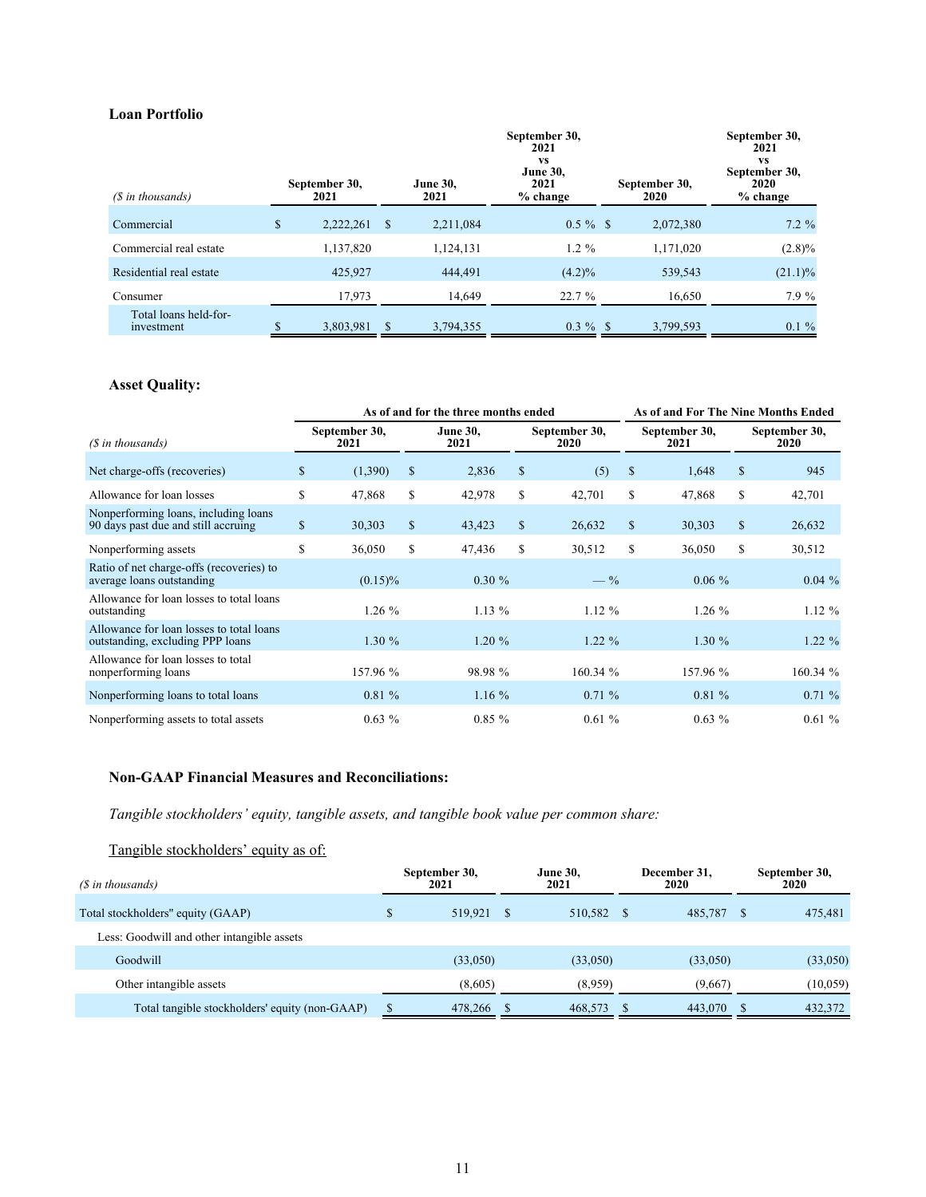### Loan Portfolio

| ($ in thousands) | September 30, 2021 | June 30, 2021 | September 30, 2021 vs June 30, 2021 % change | September 30, 2020 | September 30, 2021 vs September 30, 2020 % change |
|---|---|---|---|---|---|
| Commercial | $ 2,222,261 | $ 2,211,084 | 0.5 % | $ 2,072,380 | 7.2 % |
| Commercial real estate | 1,137,820 | 1,124,131 | 1.2 % | 1,171,020 | (2.8)% |
| Residential real estate | 425,927 | 444,491 | (4.2)% | 539,543 | (21.1)% |
| Consumer | 17,973 | 14,649 | 22.7 % | 16,650 | 7.9 % |
| Total loans held-for-investment | $ 3,803,981 | $ 3,794,355 | 0.3 % | $ 3,799,593 | 0.1 % |

### Asset Quality:

| | As of and for the three months ended | | | As of and For The Nine Months Ended | |
|---|---|---|---|---|---|
| ($ in thousands) | September 30, 2021 | June 30, 2021 | September 30, 2020 | September 30, 2021 | September 30, 2020 |
| Net charge-offs (recoveries) | $ (1,390) | $ 2,836 | $ (5) | $ 1,648 | $ 945 |
| Allowance for loan losses | $ 47,868 | $ 42,978 | $ 42,701 | $ 47,868 | $ 42,701 |
| Nonperforming loans, including loans 90 days past due and still accruing | $ 30,303 | $ 43,423 | $ 26,632 | $ 30,303 | $ 26,632 |
| Nonperforming assets | $ 36,050 | $ 47,436 | $ 30,512 | $ 36,050 | $ 30,512 |
| Ratio of net charge-offs (recoveries) to average loans outstanding | (0.15)% | 0.30 % | — % | 0.06 % | 0.04 % |
| Allowance for loan losses to total loans outstanding | 1.26 % | 1.13 % | 1.12 % | 1.26 % | 1.12 % |
| Allowance for loan losses to total loans outstanding, excluding PPP loans | 1.30 % | 1.20 % | 1.22 % | 1.30 % | 1.22 % |
| Allowance for loan losses to total nonperforming loans | 157.96 % | 98.98 % | 160.34 % | 157.96 % | 160.34 % |
| Nonperforming loans to total loans | 0.81 % | 1.16 % | 0.71 % | 0.81 % | 0.71 % |
| Nonperforming assets to total assets | 0.63 % | 0.85 % | 0.61 % | 0.63 % | 0.61 % |

### Non-GAAP Financial Measures and Reconciliations:

*Tangible stockholders' equity, tangible assets, and tangible book value per common share:*

Tangible stockholders' equity as of:

| ($ in thousands) | September 30, 2021 | June 30, 2021 | December 31, 2020 | September 30, 2020 |
|---|---|---|---|---|
| Total stockholders" equity (GAAP) | $ 519,921 | $ 510,582 | $ 485,787 | $ 475,481 |
| Less: Goodwill and other intangible assets | | | | |
| Goodwill | (33,050) | (33,050) | (33,050) | (33,050) |
| Other intangible assets | (8,605) | (8,959) | (9,667) | (10,059) |
| Total tangible stockholders' equity (non-GAAP) | $ 478,266 | $ 468,573 | $ 443,070 | $ 432,372 |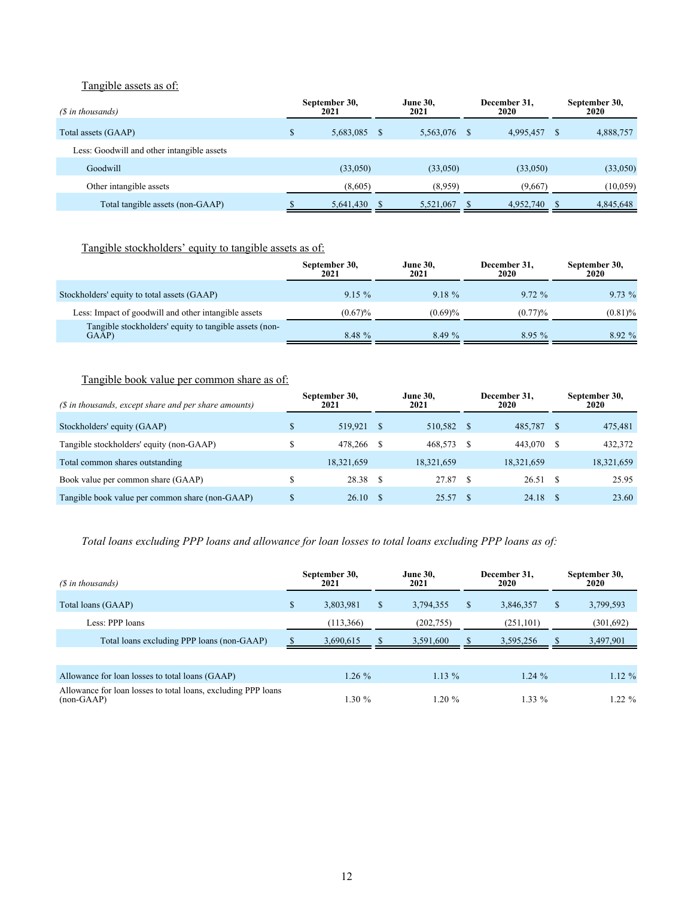Tangible assets as of:

| ($ in thousands) | September 30, 2021 | June 30, 2021 | December 31, 2020 | September 30, 2020 |
|---|---|---|---|---|
| Total assets (GAAP) | $ 5,683,085 | $ 5,563,076 | $ 4,995,457 | $ 4,888,757 |
| Less: Goodwill and other intangible assets | | | | |
| Goodwill | (33,050) | (33,050) | (33,050) | (33,050) |
| Other intangible assets | (8,605) | (8,959) | (9,667) | (10,059) |
| Total tangible assets (non-GAAP) | $ 5,641,430 | $ 5,521,067 | $ 4,952,740 | $ 4,845,648 |

Tangible stockholders' equity to tangible assets as of:

| | September 30, 2021 | June 30, 2021 | December 31, 2020 | September 30, 2020 |
|---|---|---|---|---|
| Stockholders' equity to total assets (GAAP) | 9.15 % | 9.18 % | 9.72 % | 9.73 % |
| Less: Impact of goodwill and other intangible assets | (0.67)% | (0.69)% | (0.77)% | (0.81)% |
| Tangible stockholders' equity to tangible assets (non-GAAP) | 8.48 % | 8.49 % | 8.95 % | 8.92 % |

Tangible book value per common share as of:

| ($ in thousands, except share and per share amounts) | September 30, 2021 | June 30, 2021 | December 31, 2020 | September 30, 2020 |
|---|---|---|---|---|
| Stockholders' equity (GAAP) | $ 519,921 | $ 510,582 | $ 485,787 | $ 475,481 |
| Tangible stockholders' equity (non-GAAP) | $ 478,266 | $ 468,573 | $ 443,070 | $ 432,372 |
| Total common shares outstanding | 18,321,659 | 18,321,659 | 18,321,659 | 18,321,659 |
| Book value per common share (GAAP) | $ 28.38 | $ 27.87 | $ 26.51 | $ 25.95 |
| Tangible book value per common share (non-GAAP) | $ 26.10 | $ 25.57 | $ 24.18 | $ 23.60 |

*Total loans excluding PPP loans and allowance for loan losses to total loans excluding PPP loans as of:*

| ($ in thousands) | September 30, 2021 | June 30, 2021 | December 31, 2020 | September 30, 2020 |
|---|---|---|---|---|
| Total loans (GAAP) | $ 3,803,981 | $ 3,794,355 | $ 3,846,357 | $ 3,799,593 |
| Less: PPP loans | (113,366) | (202,755) | (251,101) | (301,692) |
| Total loans excluding PPP loans (non-GAAP) | $ 3,690,615 | $ 3,591,600 | $ 3,595,256 | $ 3,497,901 |
| | | | | |
| Allowance for loan losses to total loans (GAAP) | 1.26 % | 1.13 % | 1.24 % | 1.12 % |
| Allowance for loan losses to total loans, excluding PPP loans (non-GAAP) | 1.30 % | 1.20 % | 1.33 % | 1.22 % |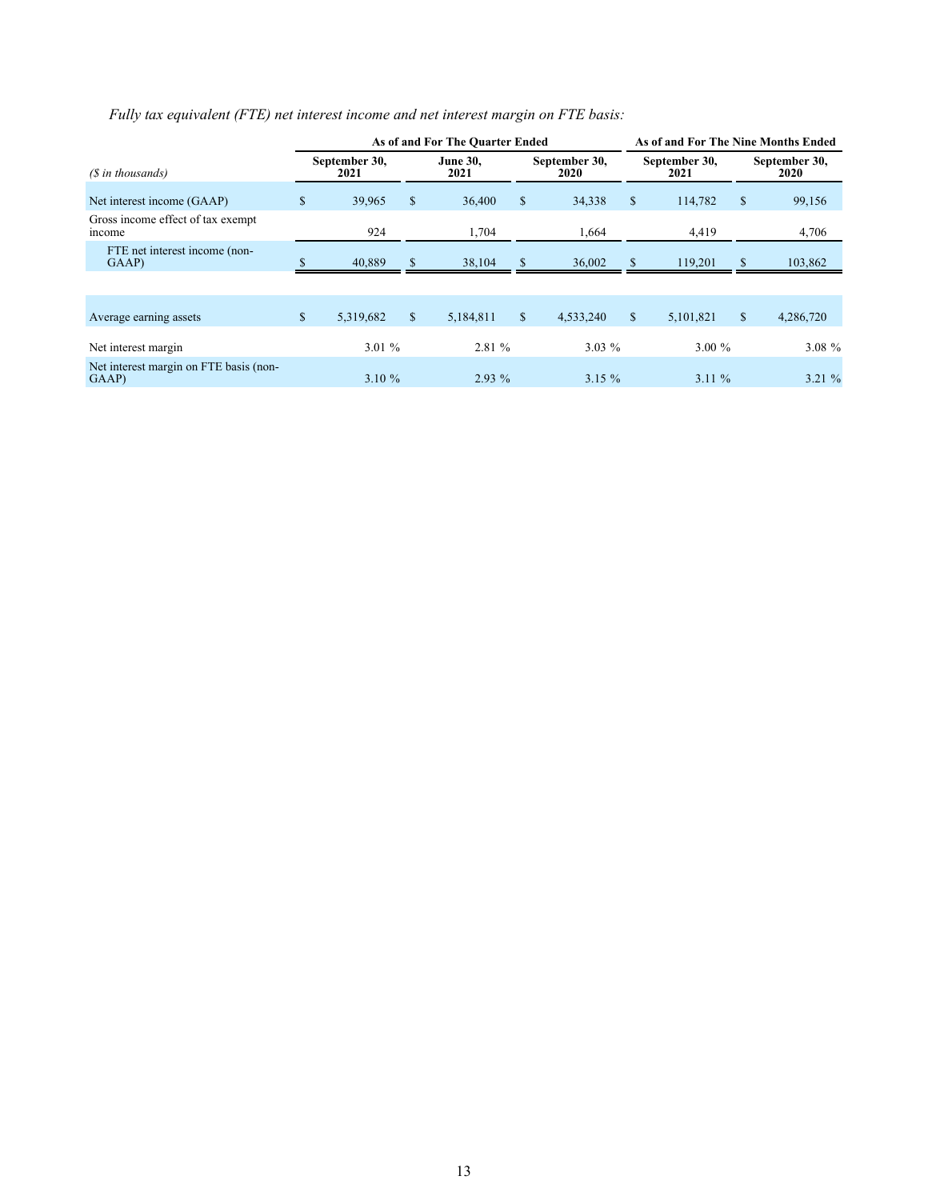*Fully tax equivalent (FTE) net interest income and net interest margin on FTE basis:*

| | As of and For The Quarter Ended | | | As of and For The Nine Months Ended | |
|---|---|---|---|---|---|
| *($ in thousands)* | September 30, 2021 | June 30, 2021 | September 30, 2020 | September 30, 2021 | September 30, 2020 |
| Net interest income (GAAP) | $ 39,965 | $ 36,400 | $ 34,338 | $ 114,782 | $ 99,156 |
| Gross income effect of tax exempt income | 924 | 1,704 | 1,664 | 4,419 | 4,706 |
| FTE net interest income (non-GAAP) | $ 40,889 | $ 38,104 | $ 36,002 | $ 119,201 | $ 103,862 |
| | | | | | |
| Average earning assets | $ 5,319,682 | $ 5,184,811 | $ 4,533,240 | $ 5,101,821 | $ 4,286,720 |
| Net interest margin | 3.01 % | 2.81 % | 3.03 % | 3.00 % | 3.08 % |
| Net interest margin on FTE basis (non-GAAP) | 3.10 % | 2.93 % | 3.15 % | 3.11 % | 3.21 % |